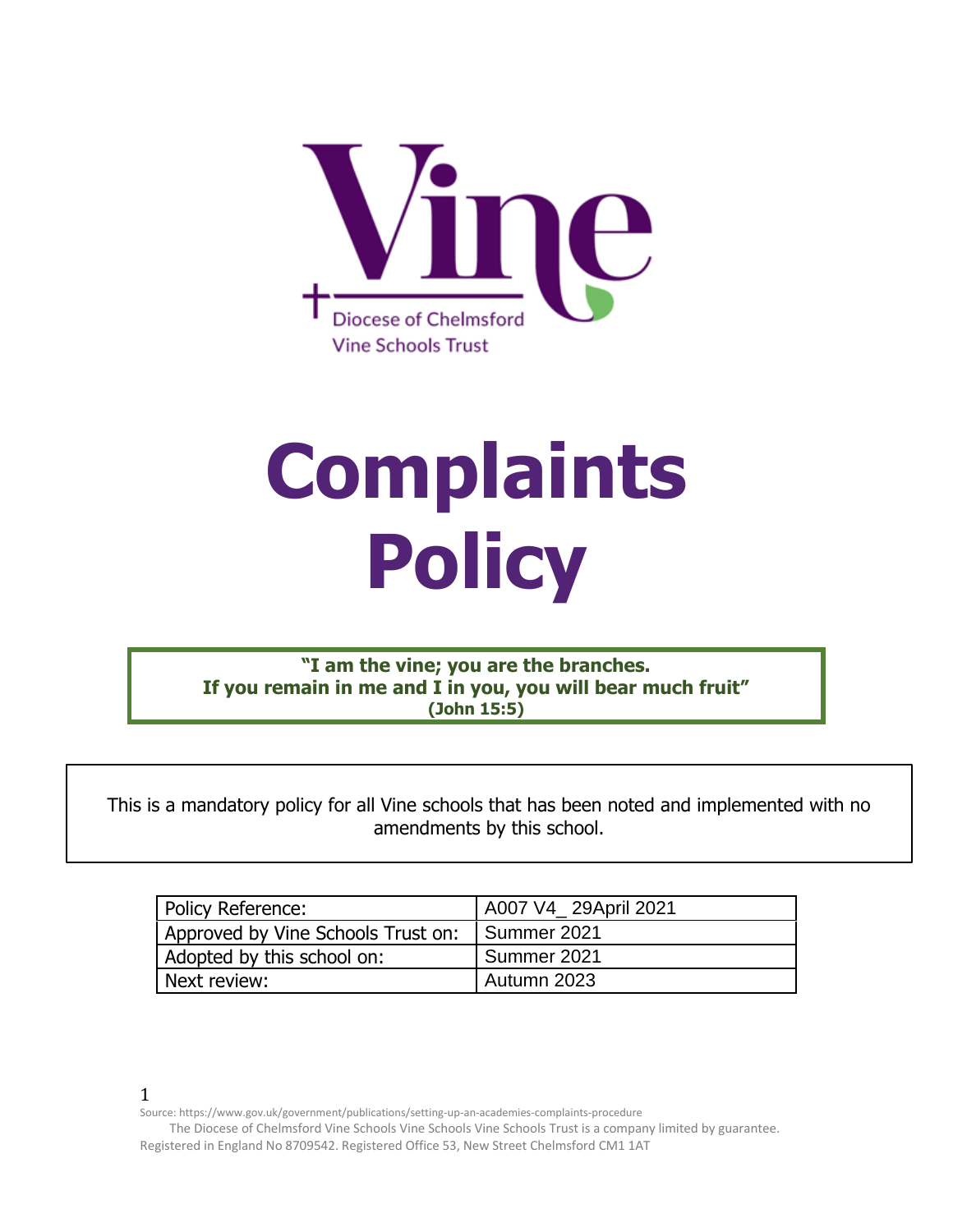Vine

Diocese of Chelmsford
Vine Schools Trust

# Complaints Policy

**"I am the vine; you are the branches.**
**If you remain in me and I in you, you will bear much fruit"**
**(John 15:5)**

This is a mandatory policy for all Vine schools that has been noted and implemented with no amendments by this school.

| Policy Reference: | A007 V4_ 29April 2021 |
|---|---|
| Approved by Vine Schools Trust on: | Summer 2021 |
| Adopted by this school on: | Summer 2021 |
| Next review: | Autumn 2023 |

1
Source: https://www.gov.uk/government/publications/setting-up-an-academies-complaints-procedure

The Diocese of Chelmsford Vine Schools Vine Schools Vine Schools Trust is a company limited by guarantee. Registered in England No 8709542. Registered Office 53, New Street Chelmsford CM1 1AT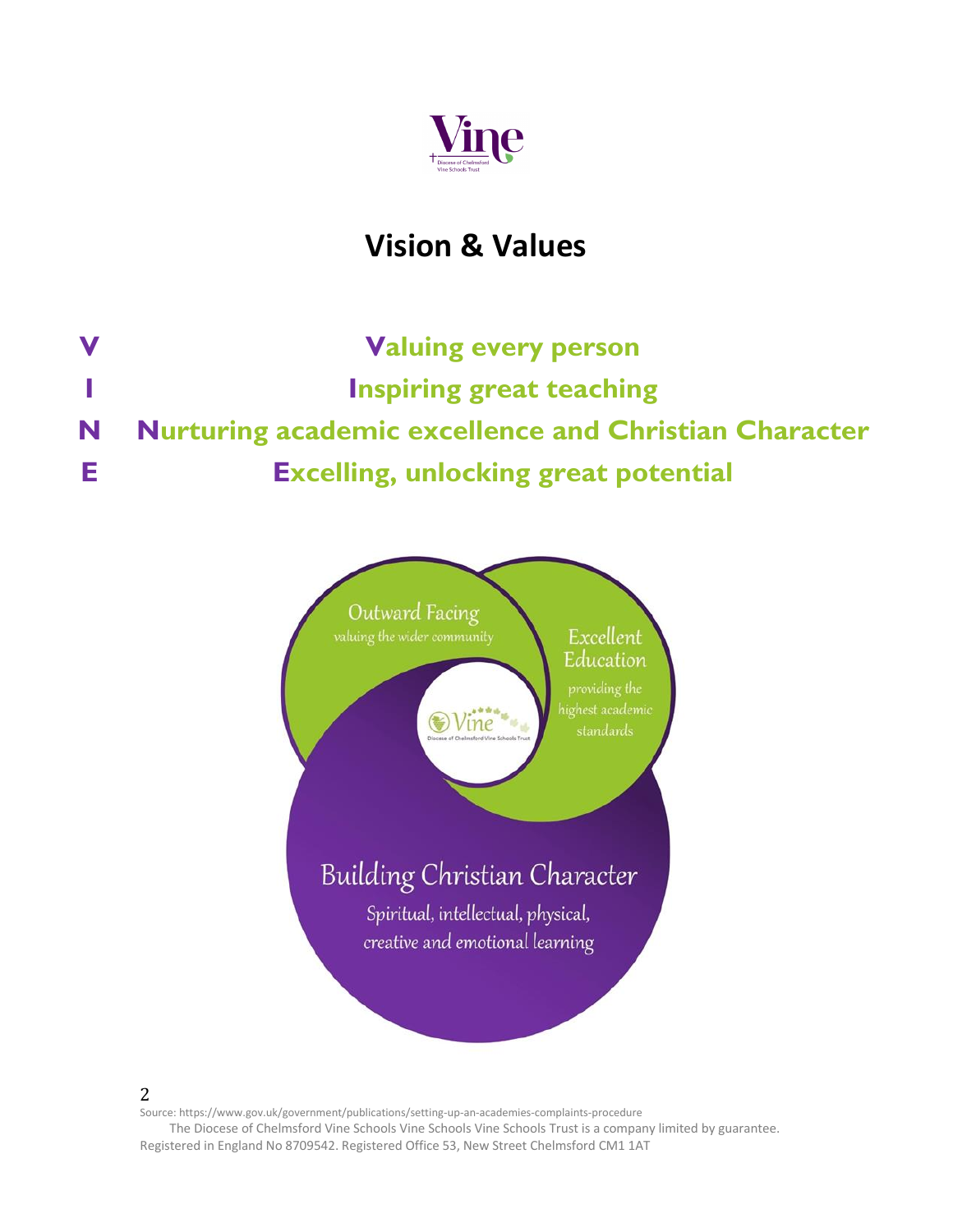# Vision & Values

**V** **V**aluing every person

**I** **I**nspiring great teaching

**N** **N**urturing academic excellence and Christian Character

**E** **E**xcelling, unlocking great potential

Outward Facing
valuing the wider community

Excellent Education
providing the highest academic standards

Building Christian Character
Spiritual, intellectual, physical, creative and emotional learning

Source: https://www.gov.uk/government/publications/setting-up-an-academies-complaints-procedure
The Diocese of Chelmsford Vine Schools Vine Schools Vine Schools Trust is a company limited by guarantee. Registered in England No 8709542. Registered Office 53, New Street Chelmsford CM1 1AT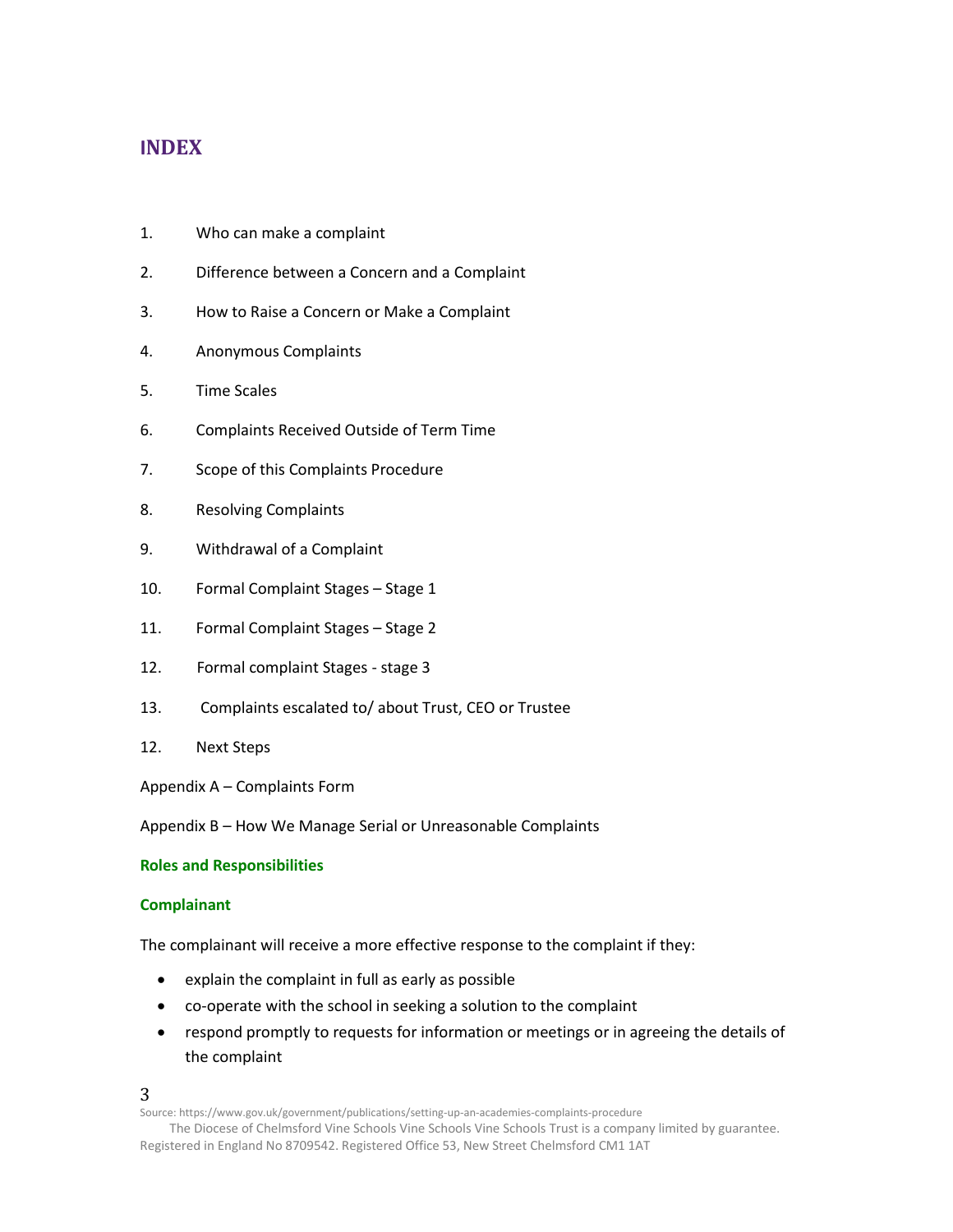## INDEX

1. Who can make a complaint
2. Difference between a Concern and a Complaint
3. How to Raise a Concern or Make a Complaint
4. Anonymous Complaints
5. Time Scales
6. Complaints Received Outside of Term Time
7. Scope of this Complaints Procedure
8. Resolving Complaints
9. Withdrawal of a Complaint
10. Formal Complaint Stages – Stage 1
11. Formal Complaint Stages – Stage 2
12. Formal complaint Stages - stage 3
13. Complaints escalated to/ about Trust, CEO or Trustee
12. Next Steps

Appendix A – Complaints Form

Appendix B – How We Manage Serial or Unreasonable Complaints

### Roles and Responsibilities

#### Complainant

The complainant will receive a more effective response to the complaint if they:

- explain the complaint in full as early as possible
- co-operate with the school in seeking a solution to the complaint
- respond promptly to requests for information or meetings or in agreeing the details of the complaint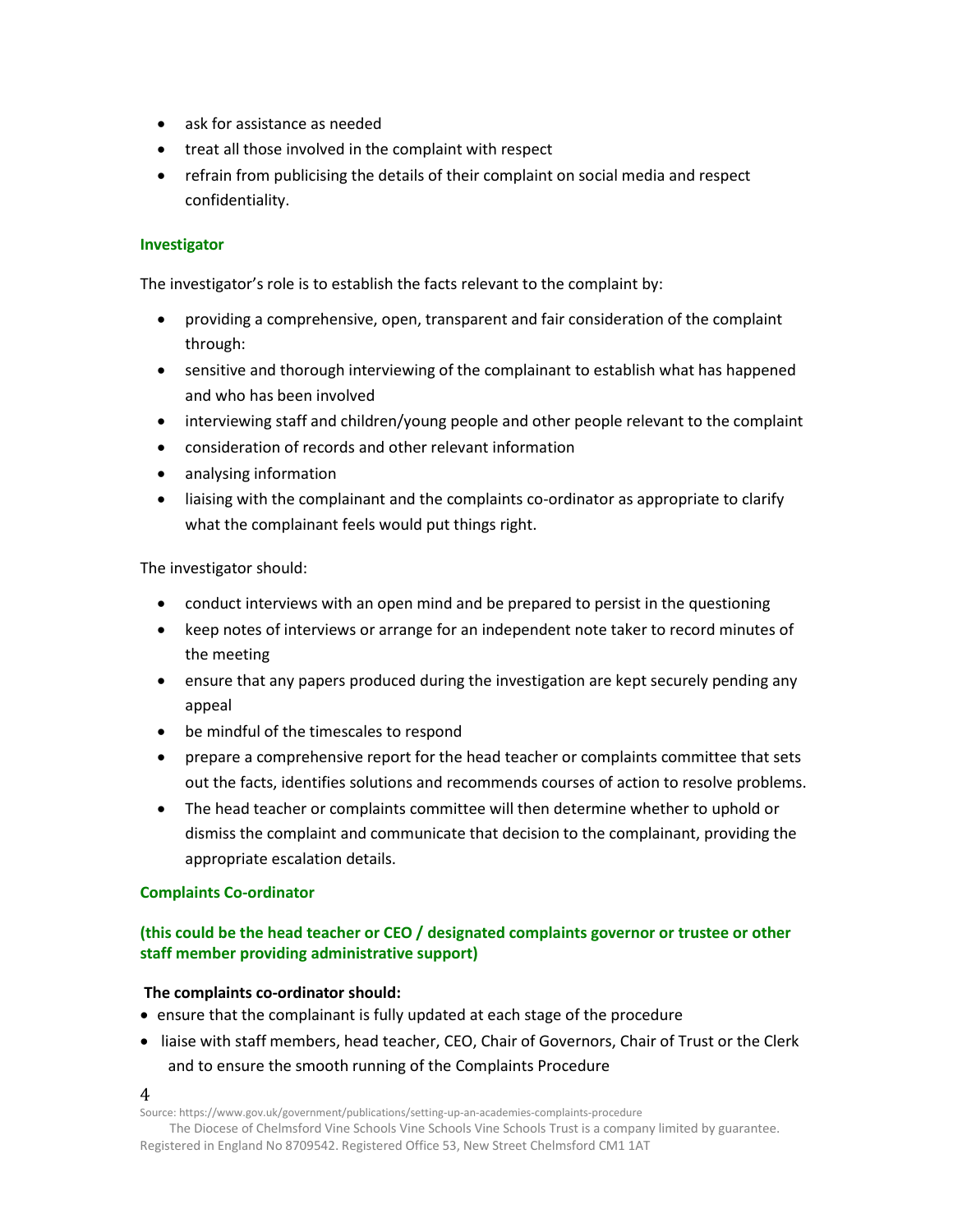- ask for assistance as needed
- treat all those involved in the complaint with respect
- refrain from publicising the details of their complaint on social media and respect confidentiality.

### Investigator

The investigator's role is to establish the facts relevant to the complaint by:

- providing a comprehensive, open, transparent and fair consideration of the complaint through:
- sensitive and thorough interviewing of the complainant to establish what has happened and who has been involved
- interviewing staff and children/young people and other people relevant to the complaint
- consideration of records and other relevant information
- analysing information
- liaising with the complainant and the complaints co-ordinator as appropriate to clarify what the complainant feels would put things right.

The investigator should:

- conduct interviews with an open mind and be prepared to persist in the questioning
- keep notes of interviews or arrange for an independent note taker to record minutes of the meeting
- ensure that any papers produced during the investigation are kept securely pending any appeal
- be mindful of the timescales to respond
- prepare a comprehensive report for the head teacher or complaints committee that sets out the facts, identifies solutions and recommends courses of action to resolve problems.
- The head teacher or complaints committee will then determine whether to uphold or dismiss the complaint and communicate that decision to the complainant, providing the appropriate escalation details.

### Complaints Co-ordinator

### (this could be the head teacher or CEO / designated complaints governor or trustee or other staff member providing administrative support)

**The complaints co-ordinator should:**

- ensure that the complainant is fully updated at each stage of the procedure
- liaise with staff members, head teacher, CEO, Chair of Governors, Chair of Trust or the Clerk and to ensure the smooth running of the Complaints Procedure

Source: https://www.gov.uk/government/publications/setting-up-an-academies-complaints-procedure

The Diocese of Chelmsford Vine Schools Vine Schools Vine Schools Trust is a company limited by guarantee. Registered in England No 8709542. Registered Office 53, New Street Chelmsford CM1 1AT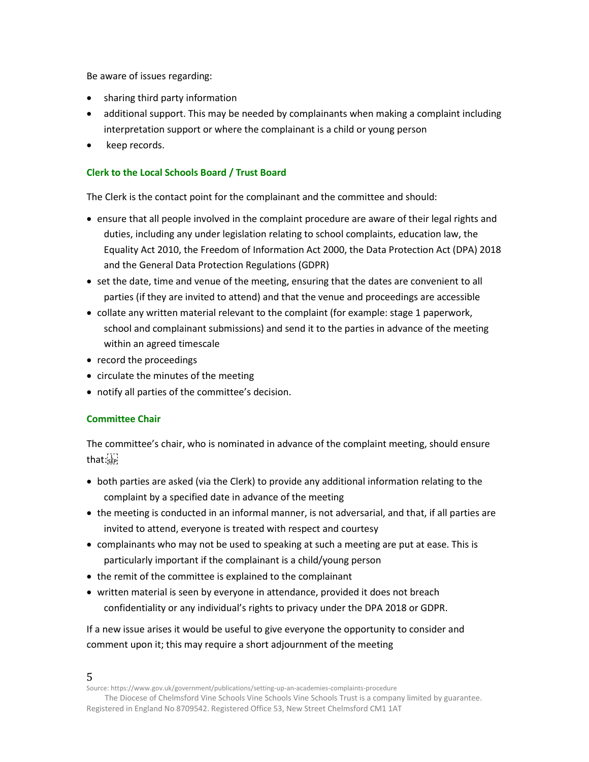Be aware of issues regarding:

- sharing third party information
- additional support. This may be needed by complainants when making a complaint including interpretation support or where the complainant is a child or young person
- keep records.

### Clerk to the Local Schools Board / Trust Board

The Clerk is the contact point for the complainant and the committee and should:

- ensure that all people involved in the complaint procedure are aware of their legal rights and duties, including any under legislation relating to school complaints, education law, the Equality Act 2010, the Freedom of Information Act 2000, the Data Protection Act (DPA) 2018 and the General Data Protection Regulations (GDPR)
- set the date, time and venue of the meeting, ensuring that the dates are convenient to all parties (if they are invited to attend) and that the venue and proceedings are accessible
- collate any written material relevant to the complaint (for example: stage 1 paperwork, school and complainant submissions) and send it to the parties in advance of the meeting within an agreed timescale
- record the proceedings
- circulate the minutes of the meeting
- notify all parties of the committee's decision.

### Committee Chair

The committee's chair, who is nominated in advance of the complaint meeting, should ensure that:

- both parties are asked (via the Clerk) to provide any additional information relating to the complaint by a specified date in advance of the meeting
- the meeting is conducted in an informal manner, is not adversarial, and that, if all parties are invited to attend, everyone is treated with respect and courtesy
- complainants who may not be used to speaking at such a meeting are put at ease. This is particularly important if the complainant is a child/young person
- the remit of the committee is explained to the complainant
- written material is seen by everyone in attendance, provided it does not breach confidentiality or any individual's rights to privacy under the DPA 2018 or GDPR.

If a new issue arises it would be useful to give everyone the opportunity to consider and comment upon it; this may require a short adjournment of the meeting

Source: https://www.gov.uk/government/publications/setting-up-an-academies-complaints-procedure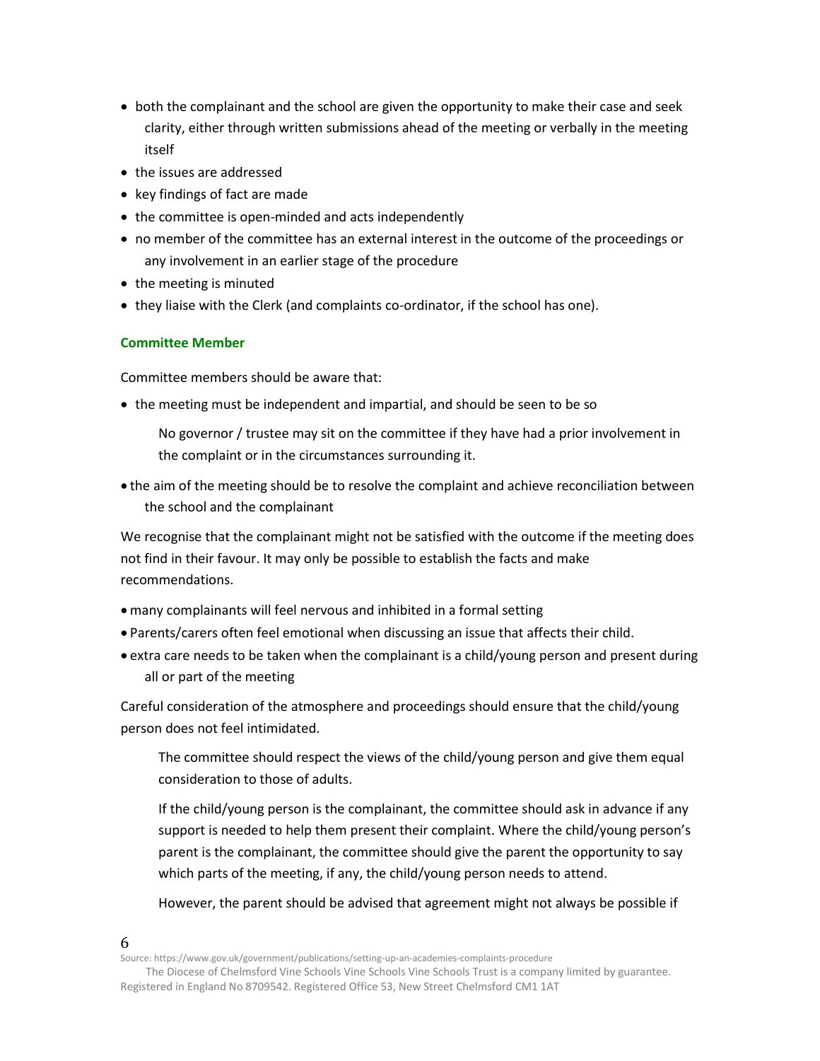- both the complainant and the school are given the opportunity to make their case and seek clarity, either through written submissions ahead of the meeting or verbally in the meeting itself
- the issues are addressed
- key findings of fact are made
- the committee is open-minded and acts independently
- no member of the committee has an external interest in the outcome of the proceedings or any involvement in an earlier stage of the procedure
- the meeting is minuted
- they liaise with the Clerk (and complaints co-ordinator, if the school has one).

### Committee Member

Committee members should be aware that:

- the meeting must be independent and impartial, and should be seen to be so

  No governor / trustee may sit on the committee if they have had a prior involvement in the complaint or in the circumstances surrounding it.

- the aim of the meeting should be to resolve the complaint and achieve reconciliation between the school and the complainant

We recognise that the complainant might not be satisfied with the outcome if the meeting does not find in their favour. It may only be possible to establish the facts and make recommendations.

- many complainants will feel nervous and inhibited in a formal setting
- Parents/carers often feel emotional when discussing an issue that affects their child.
- extra care needs to be taken when the complainant is a child/young person and present during all or part of the meeting

Careful consideration of the atmosphere and proceedings should ensure that the child/young person does not feel intimidated.

  The committee should respect the views of the child/young person and give them equal consideration to those of adults.

  If the child/young person is the complainant, the committee should ask in advance if any support is needed to help them present their complaint. Where the child/young person's parent is the complainant, the committee should give the parent the opportunity to say which parts of the meeting, if any, the child/young person needs to attend.

  However, the parent should be advised that agreement might not always be possible if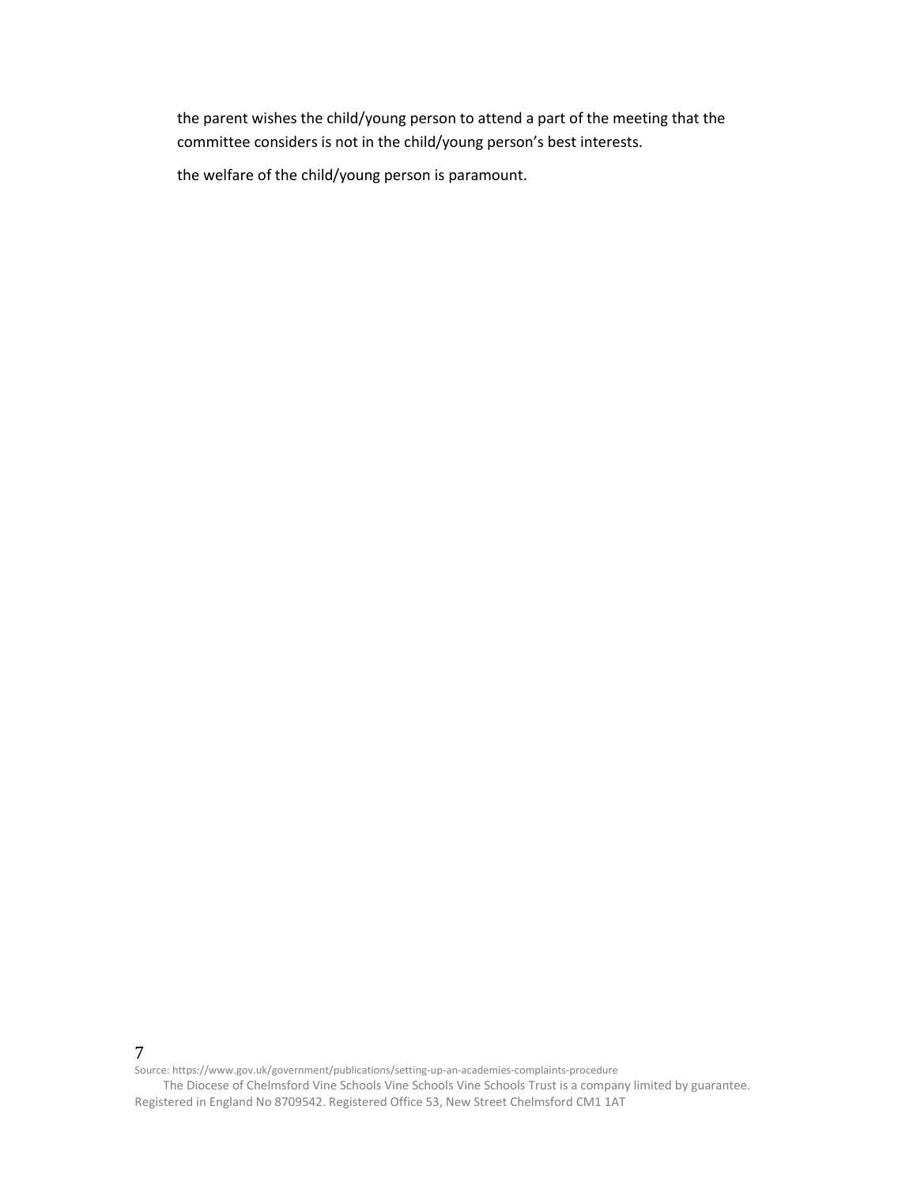the parent wishes the child/young person to attend a part of the meeting that the committee considers is not in the child/young person's best interests.

the welfare of the child/young person is paramount.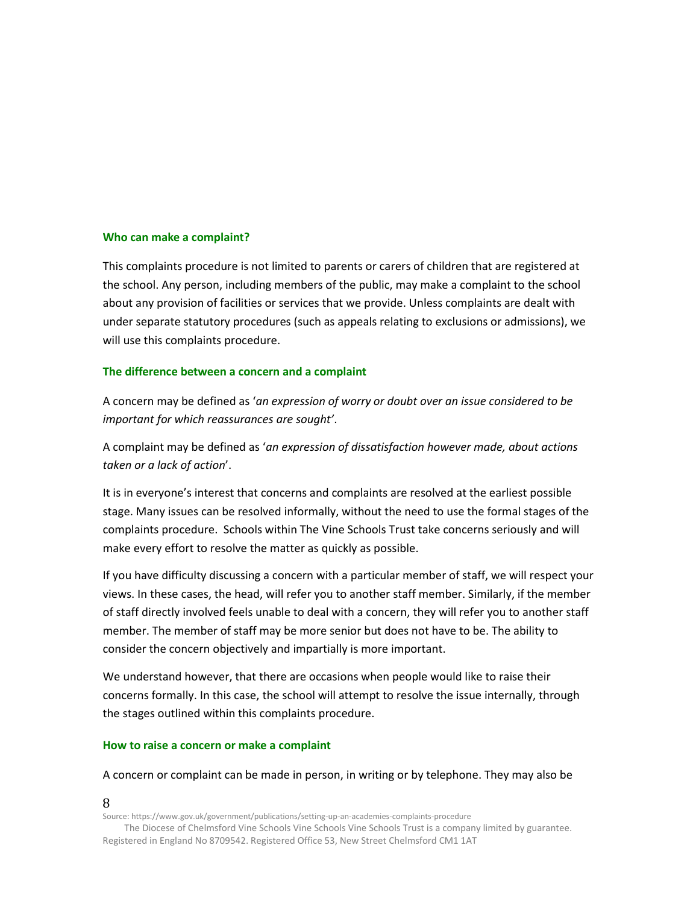### Who can make a complaint?

This complaints procedure is not limited to parents or carers of children that are registered at the school. Any person, including members of the public, may make a complaint to the school about any provision of facilities or services that we provide. Unless complaints are dealt with under separate statutory procedures (such as appeals relating to exclusions or admissions), we will use this complaints procedure.

### The difference between a concern and a complaint

A concern may be defined as '*an expression of worry or doubt over an issue considered to be important for which reassurances are sought'*.

A complaint may be defined as '*an expression of dissatisfaction however made, about actions taken or a lack of action*'.

It is in everyone's interest that concerns and complaints are resolved at the earliest possible stage. Many issues can be resolved informally, without the need to use the formal stages of the complaints procedure. Schools within The Vine Schools Trust take concerns seriously and will make every effort to resolve the matter as quickly as possible.

If you have difficulty discussing a concern with a particular member of staff, we will respect your views. In these cases, the head, will refer you to another staff member. Similarly, if the member of staff directly involved feels unable to deal with a concern, they will refer you to another staff member. The member of staff may be more senior but does not have to be. The ability to consider the concern objectively and impartially is more important.

We understand however, that there are occasions when people would like to raise their concerns formally. In this case, the school will attempt to resolve the issue internally, through the stages outlined within this complaints procedure.

### How to raise a concern or make a complaint

A concern or complaint can be made in person, in writing or by telephone. They may also be

Source: https://www.gov.uk/government/publications/setting-up-an-academies-complaints-procedure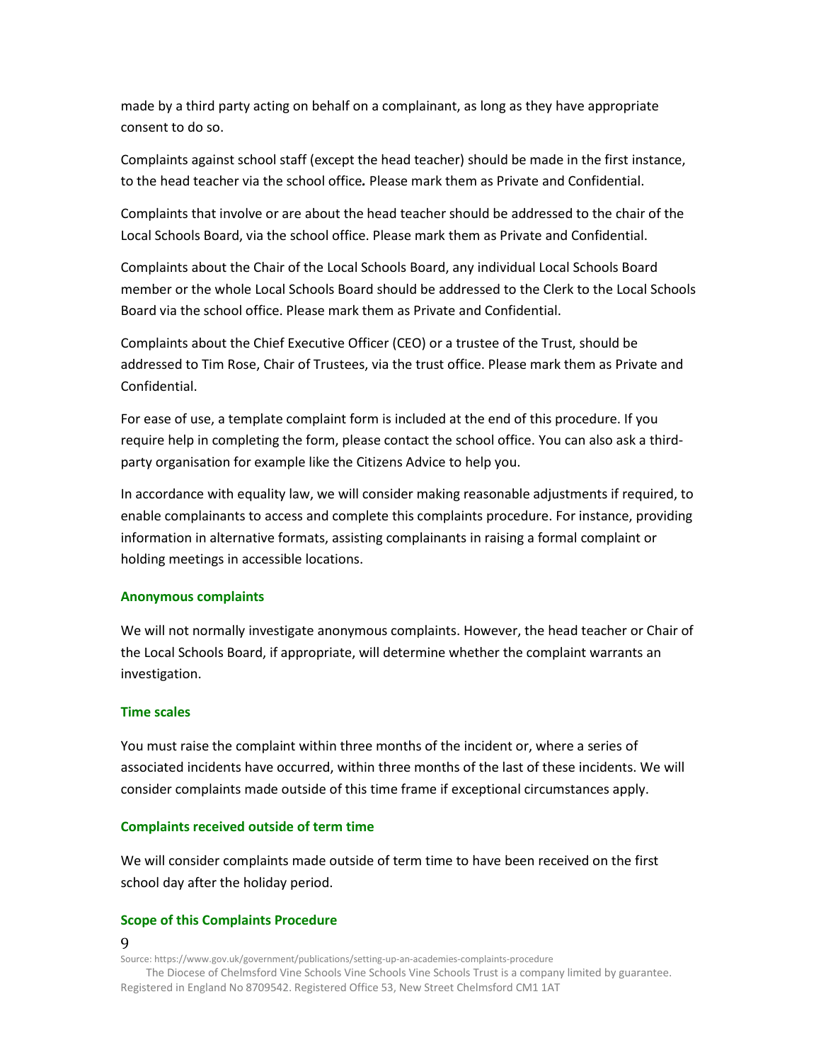made by a third party acting on behalf on a complainant, as long as they have appropriate consent to do so.

Complaints against school staff (except the head teacher) should be made in the first instance, to the head teacher via the school office*.* Please mark them as Private and Confidential.

Complaints that involve or are about the head teacher should be addressed to the chair of the Local Schools Board, via the school office. Please mark them as Private and Confidential.

Complaints about the Chair of the Local Schools Board, any individual Local Schools Board member or the whole Local Schools Board should be addressed to the Clerk to the Local Schools Board via the school office. Please mark them as Private and Confidential.

Complaints about the Chief Executive Officer (CEO) or a trustee of the Trust, should be addressed to Tim Rose, Chair of Trustees, via the trust office. Please mark them as Private and Confidential.

For ease of use, a template complaint form is included at the end of this procedure. If you require help in completing the form, please contact the school office. You can also ask a third-party organisation for example like the Citizens Advice to help you.

In accordance with equality law, we will consider making reasonable adjustments if required, to enable complainants to access and complete this complaints procedure. For instance, providing information in alternative formats, assisting complainants in raising a formal complaint or holding meetings in accessible locations.

### Anonymous complaints

We will not normally investigate anonymous complaints. However, the head teacher or Chair of the Local Schools Board, if appropriate, will determine whether the complaint warrants an investigation.

### Time scales

You must raise the complaint within three months of the incident or, where a series of associated incidents have occurred, within three months of the last of these incidents. We will consider complaints made outside of this time frame if exceptional circumstances apply.

### Complaints received outside of term time

We will consider complaints made outside of term time to have been received on the first school day after the holiday period.

### Scope of this Complaints Procedure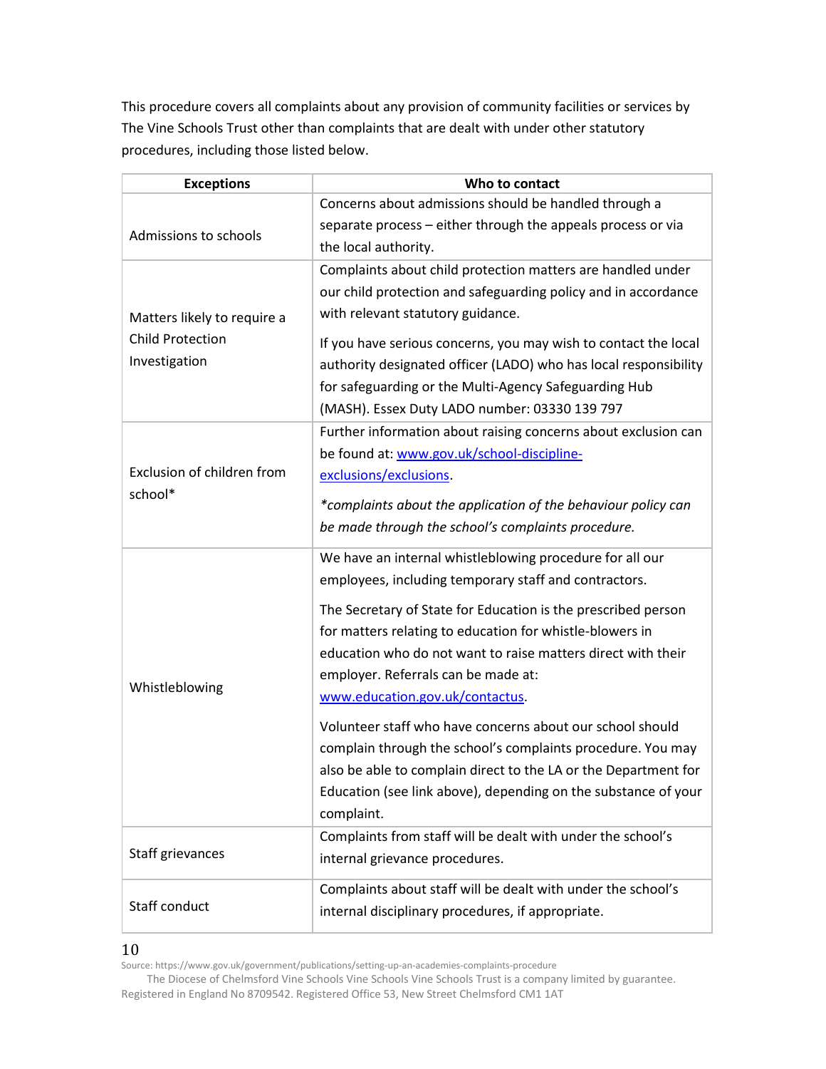This procedure covers all complaints about any provision of community facilities or services by The Vine Schools Trust other than complaints that are dealt with under other statutory procedures, including those listed below.

| Exceptions | Who to contact |
|---|---|
| Admissions to schools | Concerns about admissions should be handled through a separate process – either through the appeals process or via the local authority. |
| Matters likely to require a Child Protection Investigation | Complaints about child protection matters are handled under our child protection and safeguarding policy and in accordance with relevant statutory guidance.<br><br>If you have serious concerns, you may wish to contact the local authority designated officer (LADO) who has local responsibility for safeguarding or the Multi-Agency Safeguarding Hub (MASH). Essex Duty LADO number: 03330 139 797 |
| Exclusion of children from school* | Further information about raising concerns about exclusion can be found at: [www.gov.uk/school-discipline-exclusions/exclusions](www.gov.uk/school-discipline-exclusions/exclusions).<br><br>**complaints about the application of the behaviour policy can be made through the school's complaints procedure.* |
| Whistleblowing | We have an internal whistleblowing procedure for all our employees, including temporary staff and contractors.<br><br>The Secretary of State for Education is the prescribed person for matters relating to education for whistle-blowers in education who do not want to raise matters direct with their employer. Referrals can be made at: [www.education.gov.uk/contactus](www.education.gov.uk/contactus).<br><br>Volunteer staff who have concerns about our school should complain through the school's complaints procedure. You may also be able to complain direct to the LA or the Department for Education (see link above), depending on the substance of your complaint. |
| Staff grievances | Complaints from staff will be dealt with under the school's internal grievance procedures. |
| Staff conduct | Complaints about staff will be dealt with under the school's internal disciplinary procedures, if appropriate. |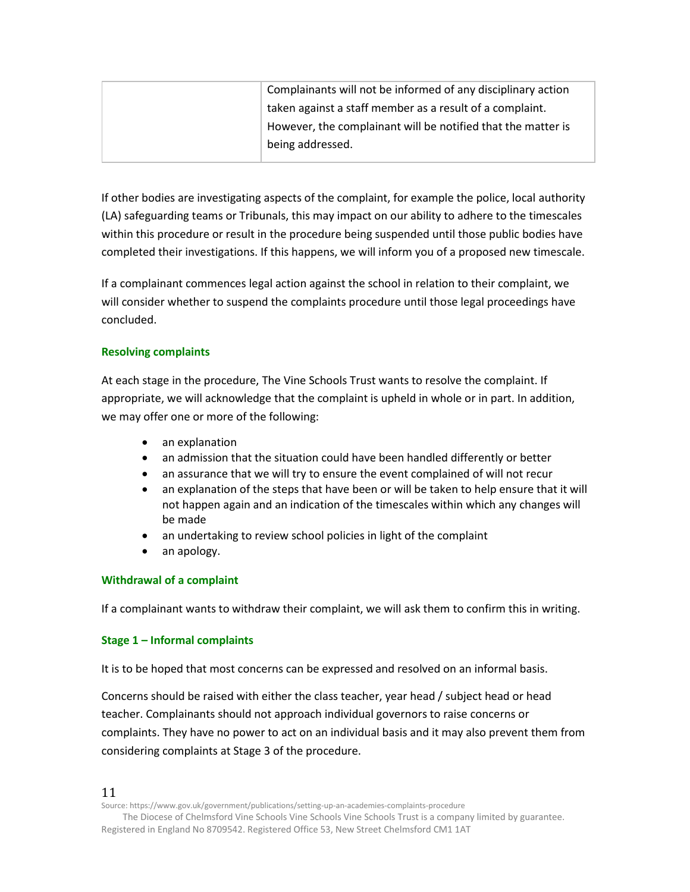| | Complainants will not be informed of any disciplinary action taken against a staff member as a result of a complaint. However, the complainant will be notified that the matter is being addressed. |
|---|---|

If other bodies are investigating aspects of the complaint, for example the police, local authority (LA) safeguarding teams or Tribunals, this may impact on our ability to adhere to the timescales within this procedure or result in the procedure being suspended until those public bodies have completed their investigations. If this happens, we will inform you of a proposed new timescale.

If a complainant commences legal action against the school in relation to their complaint, we will consider whether to suspend the complaints procedure until those legal proceedings have concluded.

### Resolving complaints

At each stage in the procedure, The Vine Schools Trust wants to resolve the complaint. If appropriate, we will acknowledge that the complaint is upheld in whole or in part. In addition, we may offer one or more of the following:

- an explanation
- an admission that the situation could have been handled differently or better
- an assurance that we will try to ensure the event complained of will not recur
- an explanation of the steps that have been or will be taken to help ensure that it will not happen again and an indication of the timescales within which any changes will be made
- an undertaking to review school policies in light of the complaint
- an apology.

### Withdrawal of a complaint

If a complainant wants to withdraw their complaint, we will ask them to confirm this in writing.

### Stage 1 – Informal complaints

It is to be hoped that most concerns can be expressed and resolved on an informal basis.

Concerns should be raised with either the class teacher, year head / subject head or head teacher. Complainants should not approach individual governors to raise concerns or complaints. They have no power to act on an individual basis and it may also prevent them from considering complaints at Stage 3 of the procedure.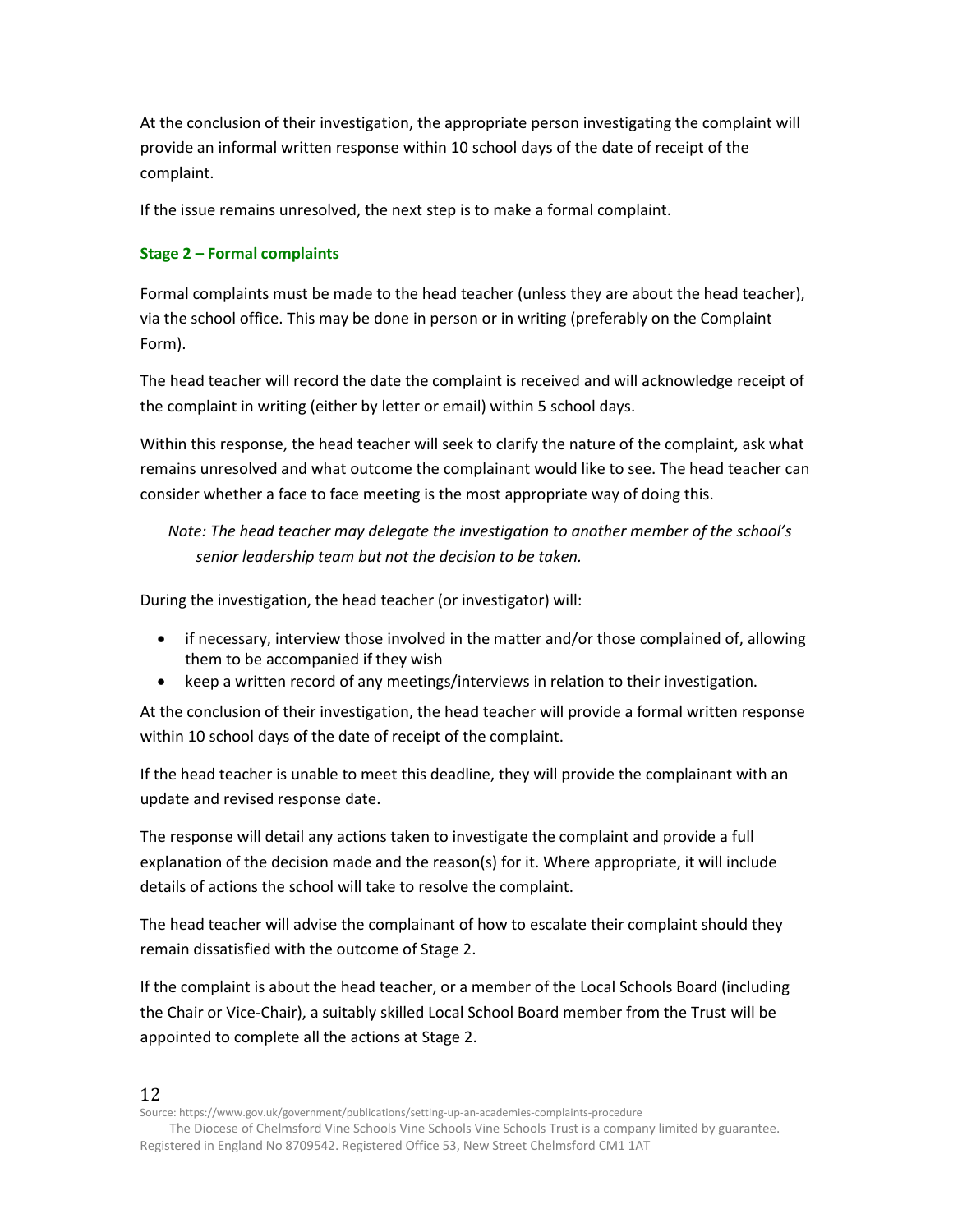At the conclusion of their investigation, the appropriate person investigating the complaint will provide an informal written response within 10 school days of the date of receipt of the complaint.

If the issue remains unresolved, the next step is to make a formal complaint.

### Stage 2 – Formal complaints

Formal complaints must be made to the head teacher (unless they are about the head teacher), via the school office. This may be done in person or in writing (preferably on the Complaint Form).

The head teacher will record the date the complaint is received and will acknowledge receipt of the complaint in writing (either by letter or email) within 5 school days.

Within this response, the head teacher will seek to clarify the nature of the complaint, ask what remains unresolved and what outcome the complainant would like to see. The head teacher can consider whether a face to face meeting is the most appropriate way of doing this.

> *Note: The head teacher may delegate the investigation to another member of the school's senior leadership team but not the decision to be taken.*

During the investigation, the head teacher (or investigator) will:

- if necessary, interview those involved in the matter and/or those complained of, allowing them to be accompanied if they wish
- keep a written record of any meetings/interviews in relation to their investigation.

At the conclusion of their investigation, the head teacher will provide a formal written response within 10 school days of the date of receipt of the complaint.

If the head teacher is unable to meet this deadline, they will provide the complainant with an update and revised response date.

The response will detail any actions taken to investigate the complaint and provide a full explanation of the decision made and the reason(s) for it. Where appropriate, it will include details of actions the school will take to resolve the complaint.

The head teacher will advise the complainant of how to escalate their complaint should they remain dissatisfied with the outcome of Stage 2.

If the complaint is about the head teacher, or a member of the Local Schools Board (including the Chair or Vice-Chair), a suitably skilled Local School Board member from the Trust will be appointed to complete all the actions at Stage 2.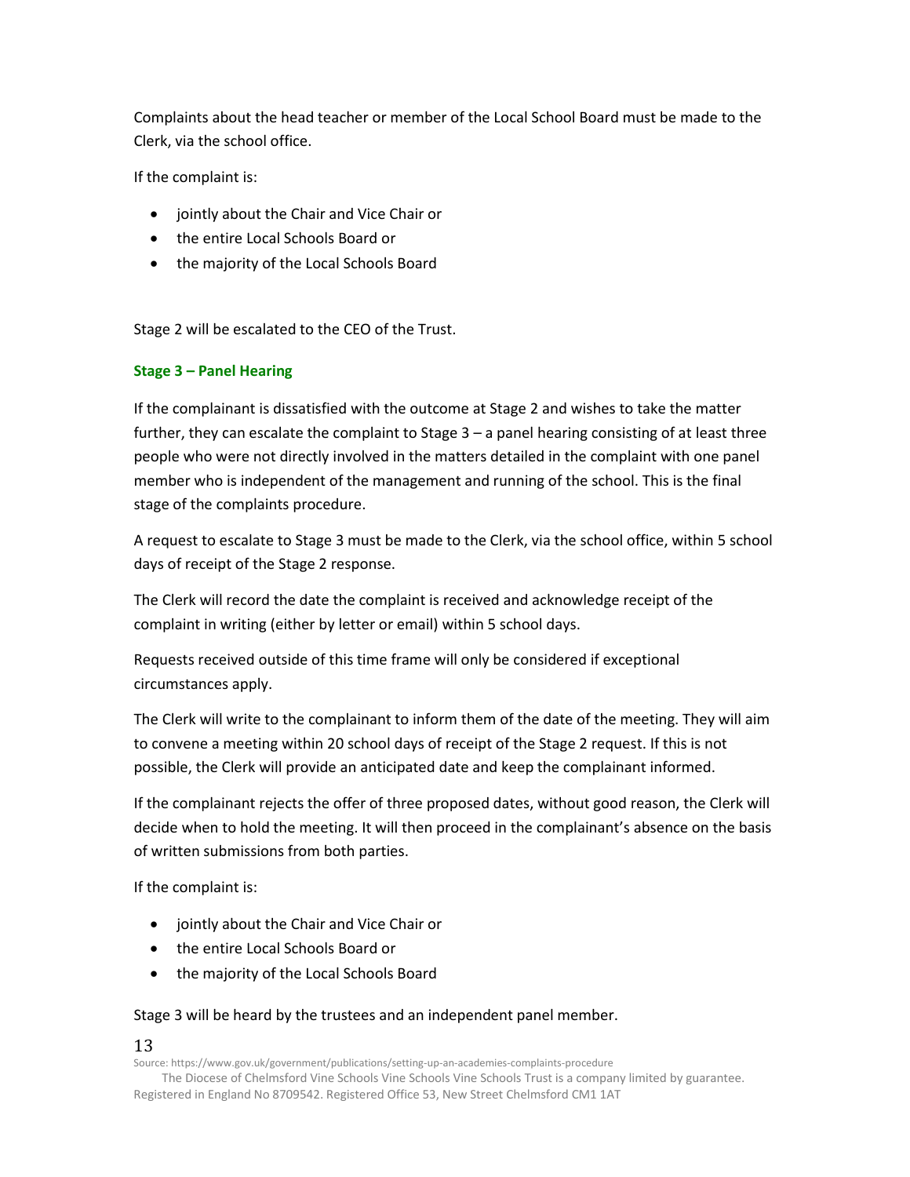Complaints about the head teacher or member of the Local School Board must be made to the Clerk, via the school office.

If the complaint is:

- jointly about the Chair and Vice Chair or
- the entire Local Schools Board or
- the majority of the Local Schools Board

Stage 2 will be escalated to the CEO of the Trust.

### Stage 3 – Panel Hearing

If the complainant is dissatisfied with the outcome at Stage 2 and wishes to take the matter further, they can escalate the complaint to Stage 3 – a panel hearing consisting of at least three people who were not directly involved in the matters detailed in the complaint with one panel member who is independent of the management and running of the school. This is the final stage of the complaints procedure.

A request to escalate to Stage 3 must be made to the Clerk, via the school office, within 5 school days of receipt of the Stage 2 response.

The Clerk will record the date the complaint is received and acknowledge receipt of the complaint in writing (either by letter or email) within 5 school days.

Requests received outside of this time frame will only be considered if exceptional circumstances apply.

The Clerk will write to the complainant to inform them of the date of the meeting. They will aim to convene a meeting within 20 school days of receipt of the Stage 2 request. If this is not possible, the Clerk will provide an anticipated date and keep the complainant informed.

If the complainant rejects the offer of three proposed dates, without good reason, the Clerk will decide when to hold the meeting. It will then proceed in the complainant's absence on the basis of written submissions from both parties.

If the complaint is:

- jointly about the Chair and Vice Chair or
- the entire Local Schools Board or
- the majority of the Local Schools Board

Stage 3 will be heard by the trustees and an independent panel member.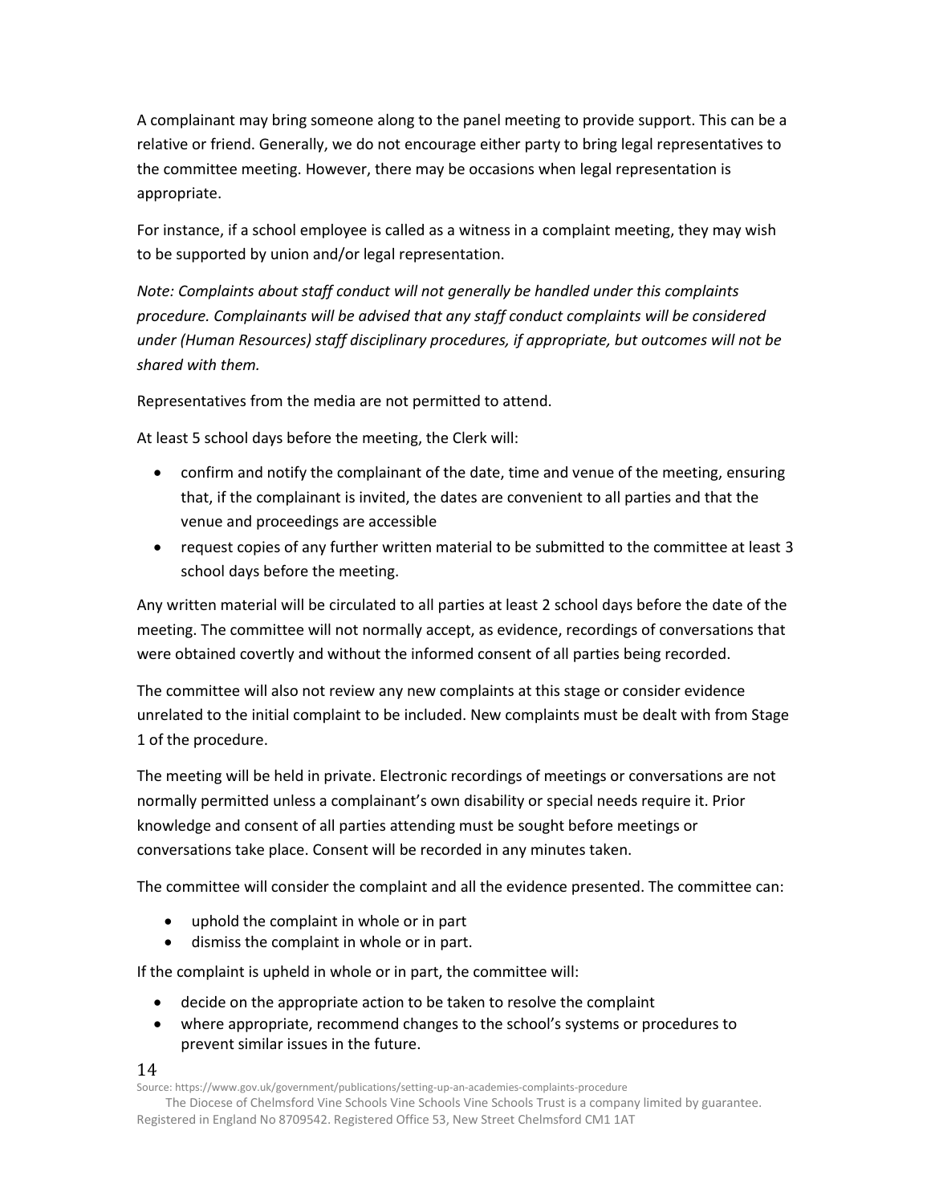A complainant may bring someone along to the panel meeting to provide support. This can be a relative or friend. Generally, we do not encourage either party to bring legal representatives to the committee meeting. However, there may be occasions when legal representation is appropriate.

For instance, if a school employee is called as a witness in a complaint meeting, they may wish to be supported by union and/or legal representation.

*Note: Complaints about staff conduct will not generally be handled under this complaints procedure. Complainants will be advised that any staff conduct complaints will be considered under (Human Resources) staff disciplinary procedures, if appropriate, but outcomes will not be shared with them.*

Representatives from the media are not permitted to attend.

At least 5 school days before the meeting, the Clerk will:

- confirm and notify the complainant of the date, time and venue of the meeting, ensuring that, if the complainant is invited, the dates are convenient to all parties and that the venue and proceedings are accessible
- request copies of any further written material to be submitted to the committee at least 3 school days before the meeting.

Any written material will be circulated to all parties at least 2 school days before the date of the meeting. The committee will not normally accept, as evidence, recordings of conversations that were obtained covertly and without the informed consent of all parties being recorded.

The committee will also not review any new complaints at this stage or consider evidence unrelated to the initial complaint to be included. New complaints must be dealt with from Stage 1 of the procedure.

The meeting will be held in private. Electronic recordings of meetings or conversations are not normally permitted unless a complainant's own disability or special needs require it. Prior knowledge and consent of all parties attending must be sought before meetings or conversations take place. Consent will be recorded in any minutes taken.

The committee will consider the complaint and all the evidence presented. The committee can:

- uphold the complaint in whole or in part
- dismiss the complaint in whole or in part.

If the complaint is upheld in whole or in part, the committee will:

- decide on the appropriate action to be taken to resolve the complaint
- where appropriate, recommend changes to the school's systems or procedures to prevent similar issues in the future.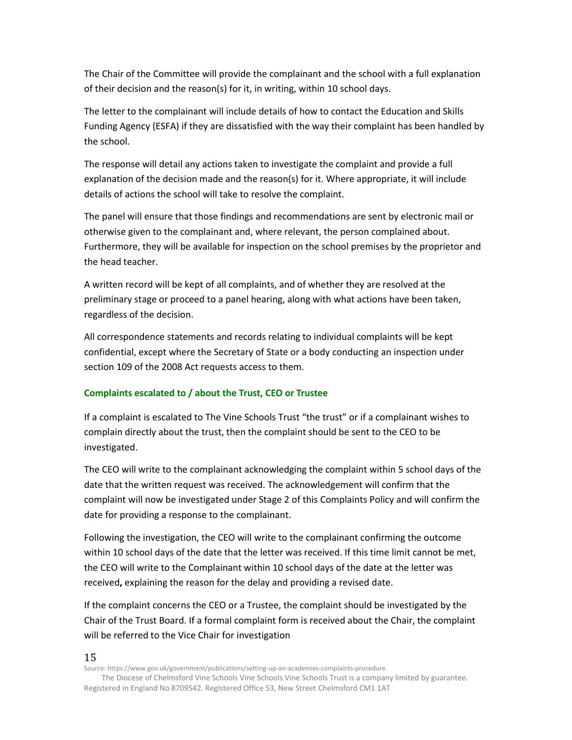The Chair of the Committee will provide the complainant and the school with a full explanation of their decision and the reason(s) for it, in writing, within 10 school days.

The letter to the complainant will include details of how to contact the Education and Skills Funding Agency (ESFA) if they are dissatisfied with the way their complaint has been handled by the school.

The response will detail any actions taken to investigate the complaint and provide a full explanation of the decision made and the reason(s) for it. Where appropriate, it will include details of actions the school will take to resolve the complaint.

The panel will ensure that those findings and recommendations are sent by electronic mail or otherwise given to the complainant and, where relevant, the person complained about. Furthermore, they will be available for inspection on the school premises by the proprietor and the head teacher.

A written record will be kept of all complaints, and of whether they are resolved at the preliminary stage or proceed to a panel hearing, along with what actions have been taken, regardless of the decision.

All correspondence statements and records relating to individual complaints will be kept confidential, except where the Secretary of State or a body conducting an inspection under section 109 of the 2008 Act requests access to them.

### Complaints escalated to / about the Trust, CEO or Trustee

If a complaint is escalated to The Vine Schools Trust "the trust" or if a complainant wishes to complain directly about the trust, then the complaint should be sent to the CEO to be investigated.

The CEO will write to the complainant acknowledging the complaint within 5 school days of the date that the written request was received. The acknowledgement will confirm that the complaint will now be investigated under Stage 2 of this Complaints Policy and will confirm the date for providing a response to the complainant.

Following the investigation, the CEO will write to the complainant confirming the outcome within 10 school days of the date that the letter was received. If this time limit cannot be met, the CEO will write to the Complainant within 10 school days of the date at the letter was received**,** explaining the reason for the delay and providing a revised date.

If the complaint concerns the CEO or a Trustee, the complaint should be investigated by the Chair of the Trust Board. If a formal complaint form is received about the Chair, the complaint will be referred to the Vice Chair for investigation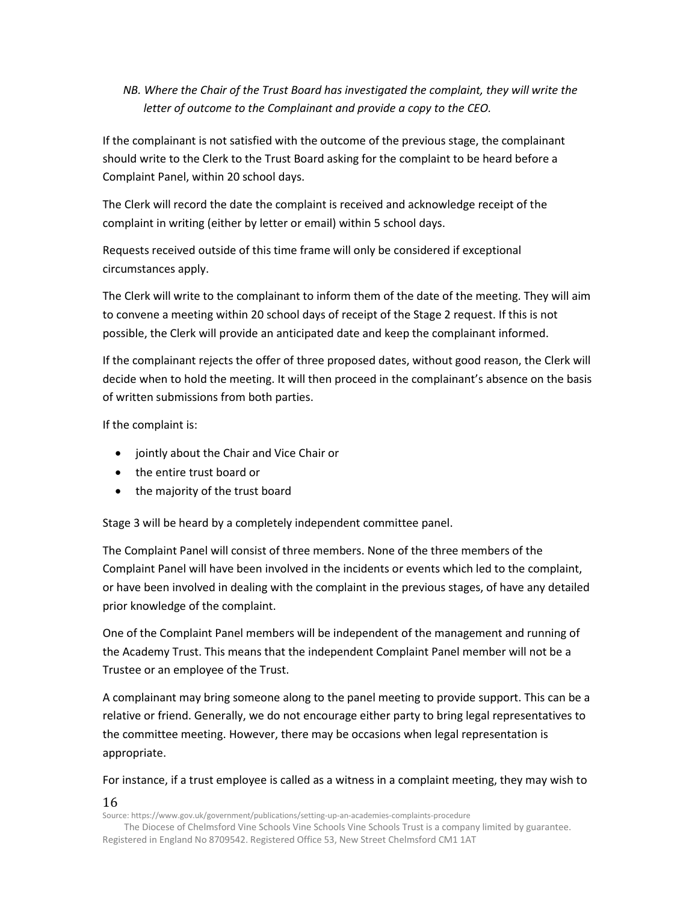*NB. Where the Chair of the Trust Board has investigated the complaint, they will write the letter of outcome to the Complainant and provide a copy to the CEO.*

If the complainant is not satisfied with the outcome of the previous stage, the complainant should write to the Clerk to the Trust Board asking for the complaint to be heard before a Complaint Panel, within 20 school days.

The Clerk will record the date the complaint is received and acknowledge receipt of the complaint in writing (either by letter or email) within 5 school days.

Requests received outside of this time frame will only be considered if exceptional circumstances apply.

The Clerk will write to the complainant to inform them of the date of the meeting. They will aim to convene a meeting within 20 school days of receipt of the Stage 2 request. If this is not possible, the Clerk will provide an anticipated date and keep the complainant informed.

If the complainant rejects the offer of three proposed dates, without good reason, the Clerk will decide when to hold the meeting. It will then proceed in the complainant's absence on the basis of written submissions from both parties.

If the complaint is:

- jointly about the Chair and Vice Chair or
- the entire trust board or
- the majority of the trust board

Stage 3 will be heard by a completely independent committee panel.

The Complaint Panel will consist of three members. None of the three members of the Complaint Panel will have been involved in the incidents or events which led to the complaint, or have been involved in dealing with the complaint in the previous stages, of have any detailed prior knowledge of the complaint.

One of the Complaint Panel members will be independent of the management and running of the Academy Trust. This means that the independent Complaint Panel member will not be a Trustee or an employee of the Trust.

A complainant may bring someone along to the panel meeting to provide support. This can be a relative or friend. Generally, we do not encourage either party to bring legal representatives to the committee meeting. However, there may be occasions when legal representation is appropriate.

For instance, if a trust employee is called as a witness in a complaint meeting, they may wish to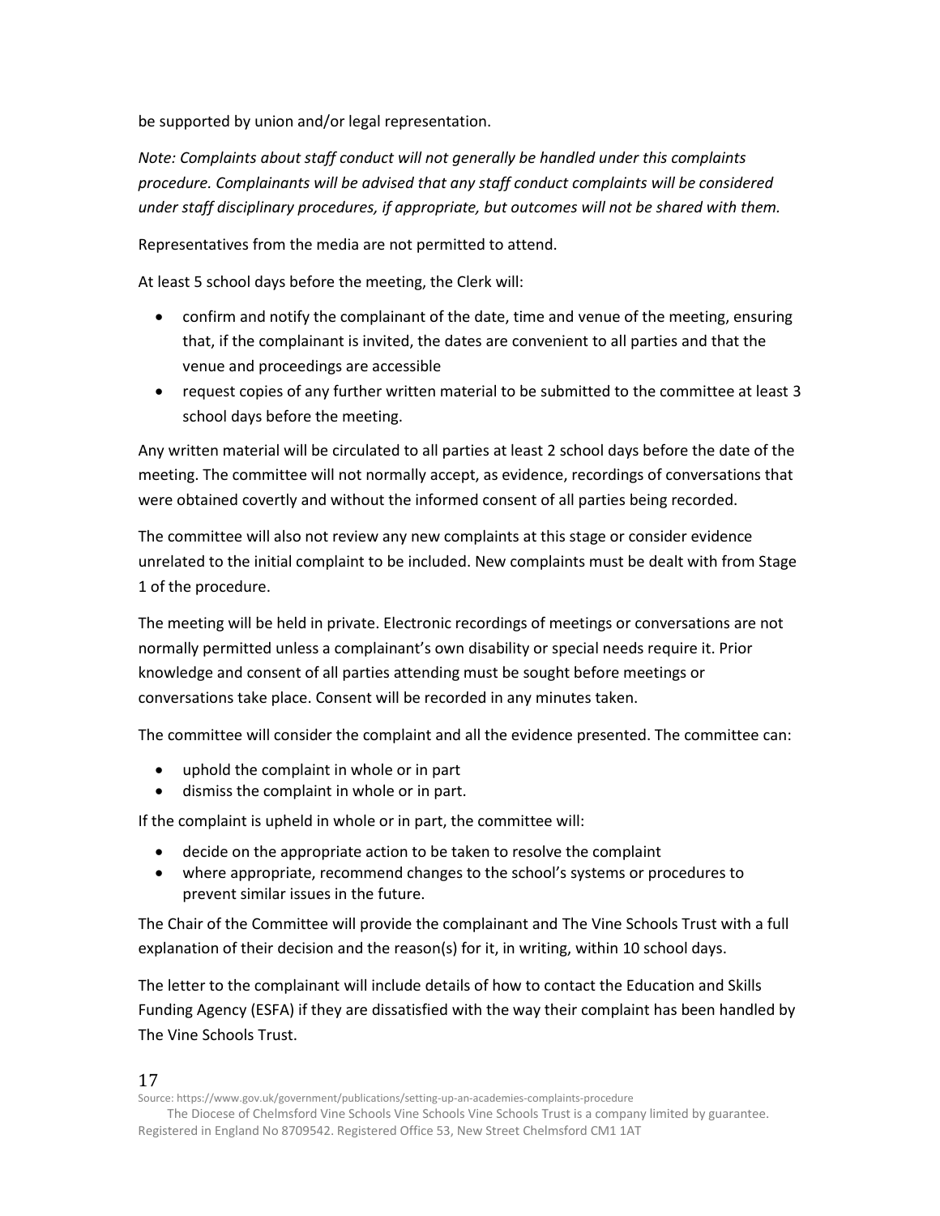be supported by union and/or legal representation.

*Note: Complaints about staff conduct will not generally be handled under this complaints procedure. Complainants will be advised that any staff conduct complaints will be considered under staff disciplinary procedures, if appropriate, but outcomes will not be shared with them.*

Representatives from the media are not permitted to attend.

At least 5 school days before the meeting, the Clerk will:

- confirm and notify the complainant of the date, time and venue of the meeting, ensuring that, if the complainant is invited, the dates are convenient to all parties and that the venue and proceedings are accessible
- request copies of any further written material to be submitted to the committee at least 3 school days before the meeting.

Any written material will be circulated to all parties at least 2 school days before the date of the meeting. The committee will not normally accept, as evidence, recordings of conversations that were obtained covertly and without the informed consent of all parties being recorded.

The committee will also not review any new complaints at this stage or consider evidence unrelated to the initial complaint to be included. New complaints must be dealt with from Stage 1 of the procedure.

The meeting will be held in private. Electronic recordings of meetings or conversations are not normally permitted unless a complainant's own disability or special needs require it. Prior knowledge and consent of all parties attending must be sought before meetings or conversations take place. Consent will be recorded in any minutes taken.

The committee will consider the complaint and all the evidence presented. The committee can:

- uphold the complaint in whole or in part
- dismiss the complaint in whole or in part.

If the complaint is upheld in whole or in part, the committee will:

- decide on the appropriate action to be taken to resolve the complaint
- where appropriate, recommend changes to the school's systems or procedures to prevent similar issues in the future.

The Chair of the Committee will provide the complainant and The Vine Schools Trust with a full explanation of their decision and the reason(s) for it, in writing, within 10 school days.

The letter to the complainant will include details of how to contact the Education and Skills Funding Agency (ESFA) if they are dissatisfied with the way their complaint has been handled by The Vine Schools Trust.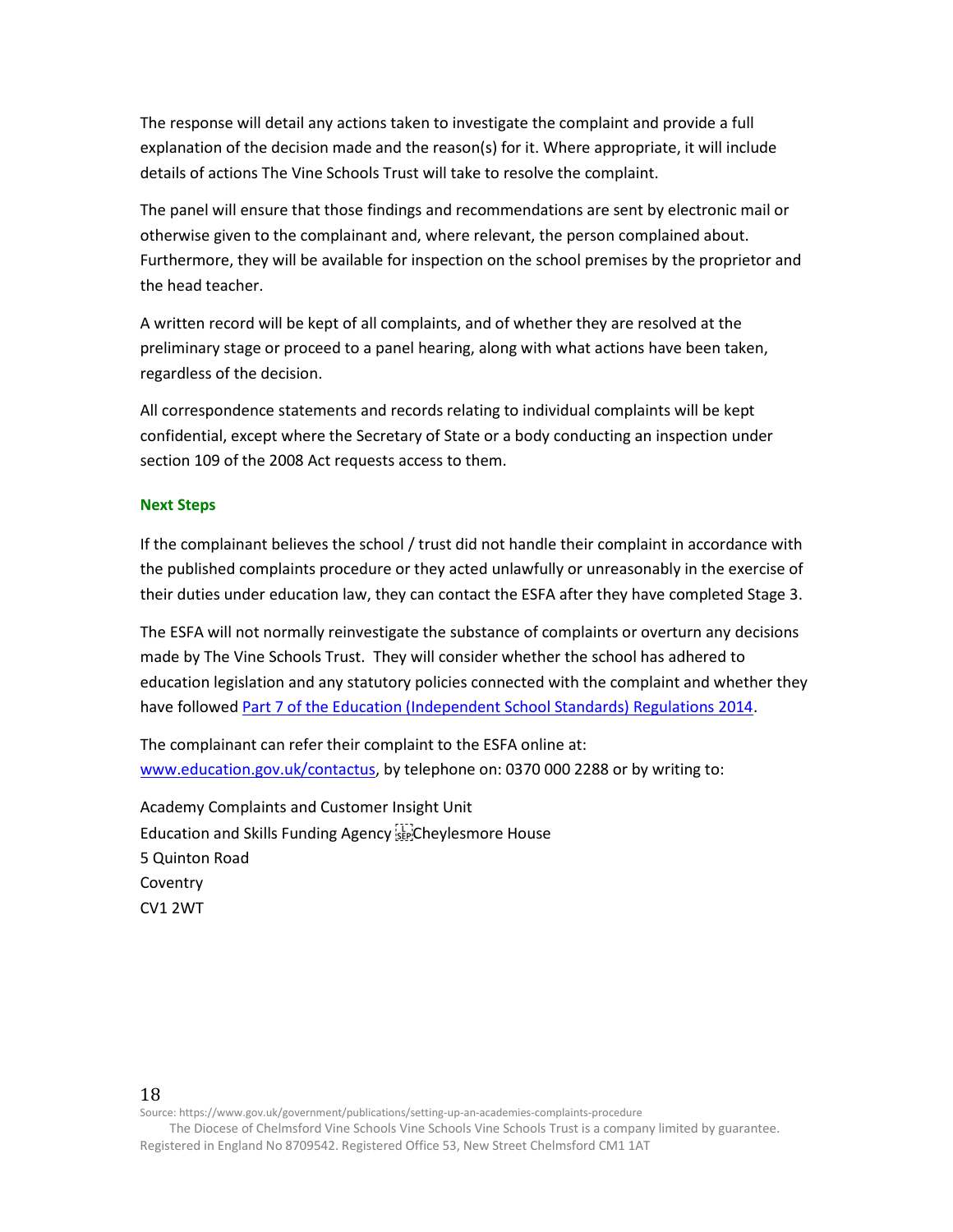The response will detail any actions taken to investigate the complaint and provide a full explanation of the decision made and the reason(s) for it. Where appropriate, it will include details of actions The Vine Schools Trust will take to resolve the complaint.

The panel will ensure that those findings and recommendations are sent by electronic mail or otherwise given to the complainant and, where relevant, the person complained about. Furthermore, they will be available for inspection on the school premises by the proprietor and the head teacher.

A written record will be kept of all complaints, and of whether they are resolved at the preliminary stage or proceed to a panel hearing, along with what actions have been taken, regardless of the decision.

All correspondence statements and records relating to individual complaints will be kept confidential, except where the Secretary of State or a body conducting an inspection under section 109 of the 2008 Act requests access to them.

### Next Steps

If the complainant believes the school / trust did not handle their complaint in accordance with the published complaints procedure or they acted unlawfully or unreasonably in the exercise of their duties under education law, they can contact the ESFA after they have completed Stage 3.

The ESFA will not normally reinvestigate the substance of complaints or overturn any decisions made by The Vine Schools Trust. They will consider whether the school has adhered to education legislation and any statutory policies connected with the complaint and whether they have followed [Part 7 of the Education (Independent School Standards) Regulations 2014](#).

The complainant can refer their complaint to the ESFA online at: [www.education.gov.uk/contactus](http://www.education.gov.uk/contactus), by telephone on: 0370 000 2288 or by writing to:

Academy Complaints and Customer Insight Unit  
Education and Skills Funding Agency  
Cheylesmore House  
5 Quinton Road  
Coventry  
CV1 2WT

Source: https://www.gov.uk/government/publications/setting-up-an-academies-complaints-procedure

The Diocese of Chelmsford Vine Schools Vine Schools Vine Schools Trust is a company limited by guarantee. Registered in England No 8709542. Registered Office 53, New Street Chelmsford CM1 1AT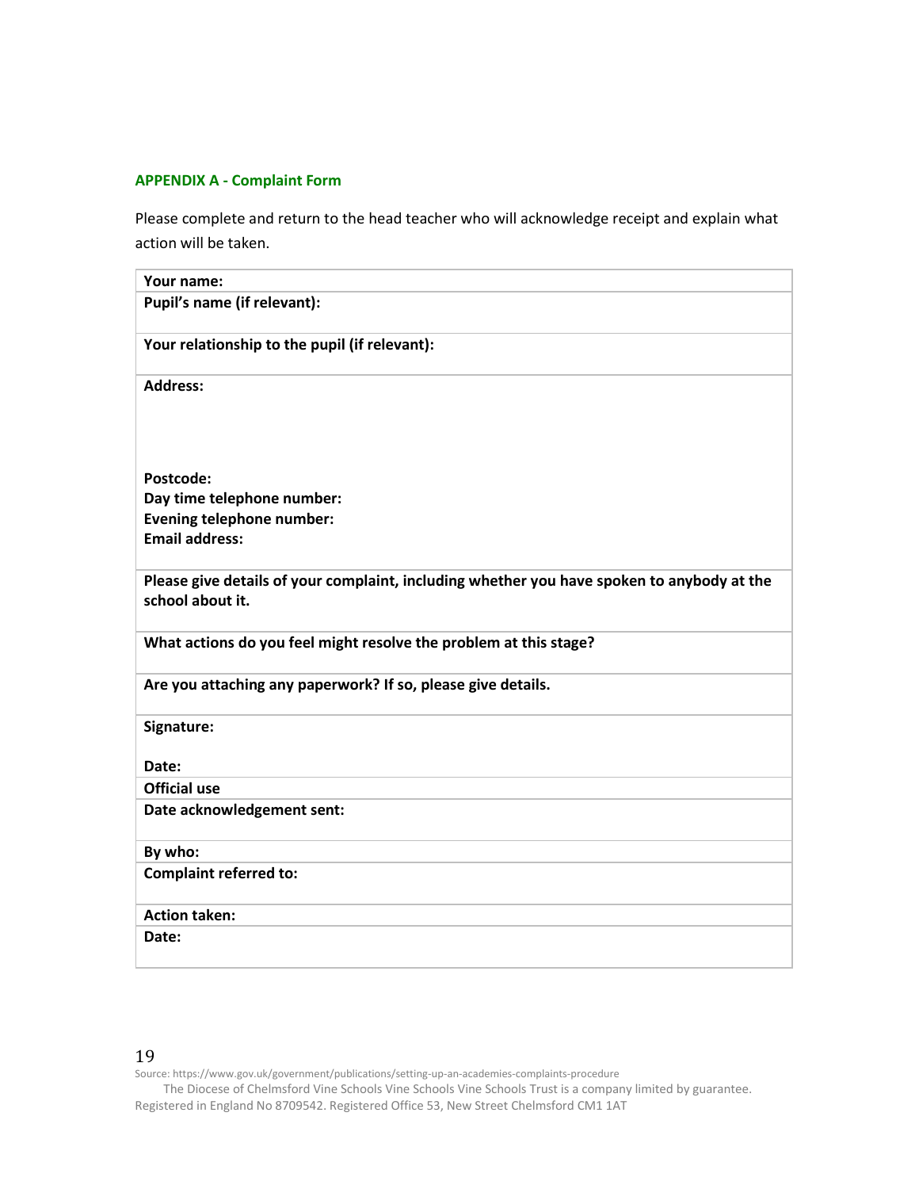### APPENDIX A - Complaint Form

Please complete and return to the head teacher who will acknowledge receipt and explain what action will be taken.

| **Your name:** |
|---|
| **Pupil's name (if relevant):** |
| **Your relationship to the pupil (if relevant):** |
| **Address:**<br><br><br><br>**Postcode:**<br>**Day time telephone number:**<br>**Evening telephone number:**<br>**Email address:** |
| **Please give details of your complaint, including whether you have spoken to anybody at the school about it.** |
| **What actions do you feel might resolve the problem at this stage?** |
| **Are you attaching any paperwork? If so, please give details.** |
| **Signature:**<br><br>**Date:** |
| **Official use** |
| **Date acknowledgement sent:** |
| **By who:** |
| **Complaint referred to:** |
| **Action taken:** |
| **Date:** |

Source: https://www.gov.uk/government/publications/setting-up-an-academies-complaints-procedure

The Diocese of Chelmsford Vine Schools Vine Schools Vine Schools Trust is a company limited by guarantee. Registered in England No 8709542. Registered Office 53, New Street Chelmsford CM1 1AT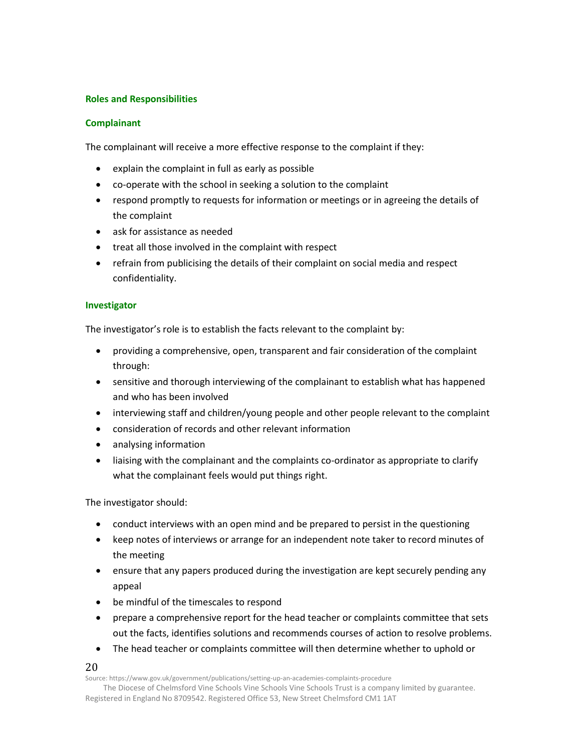### Roles and Responsibilities

#### Complainant

The complainant will receive a more effective response to the complaint if they:

- explain the complaint in full as early as possible
- co-operate with the school in seeking a solution to the complaint
- respond promptly to requests for information or meetings or in agreeing the details of the complaint
- ask for assistance as needed
- treat all those involved in the complaint with respect
- refrain from publicising the details of their complaint on social media and respect confidentiality.

#### Investigator

The investigator's role is to establish the facts relevant to the complaint by:

- providing a comprehensive, open, transparent and fair consideration of the complaint through:
- sensitive and thorough interviewing of the complainant to establish what has happened and who has been involved
- interviewing staff and children/young people and other people relevant to the complaint
- consideration of records and other relevant information
- analysing information
- liaising with the complainant and the complaints co-ordinator as appropriate to clarify what the complainant feels would put things right.

The investigator should:

- conduct interviews with an open mind and be prepared to persist in the questioning
- keep notes of interviews or arrange for an independent note taker to record minutes of the meeting
- ensure that any papers produced during the investigation are kept securely pending any appeal
- be mindful of the timescales to respond
- prepare a comprehensive report for the head teacher or complaints committee that sets out the facts, identifies solutions and recommends courses of action to resolve problems.
- The head teacher or complaints committee will then determine whether to uphold or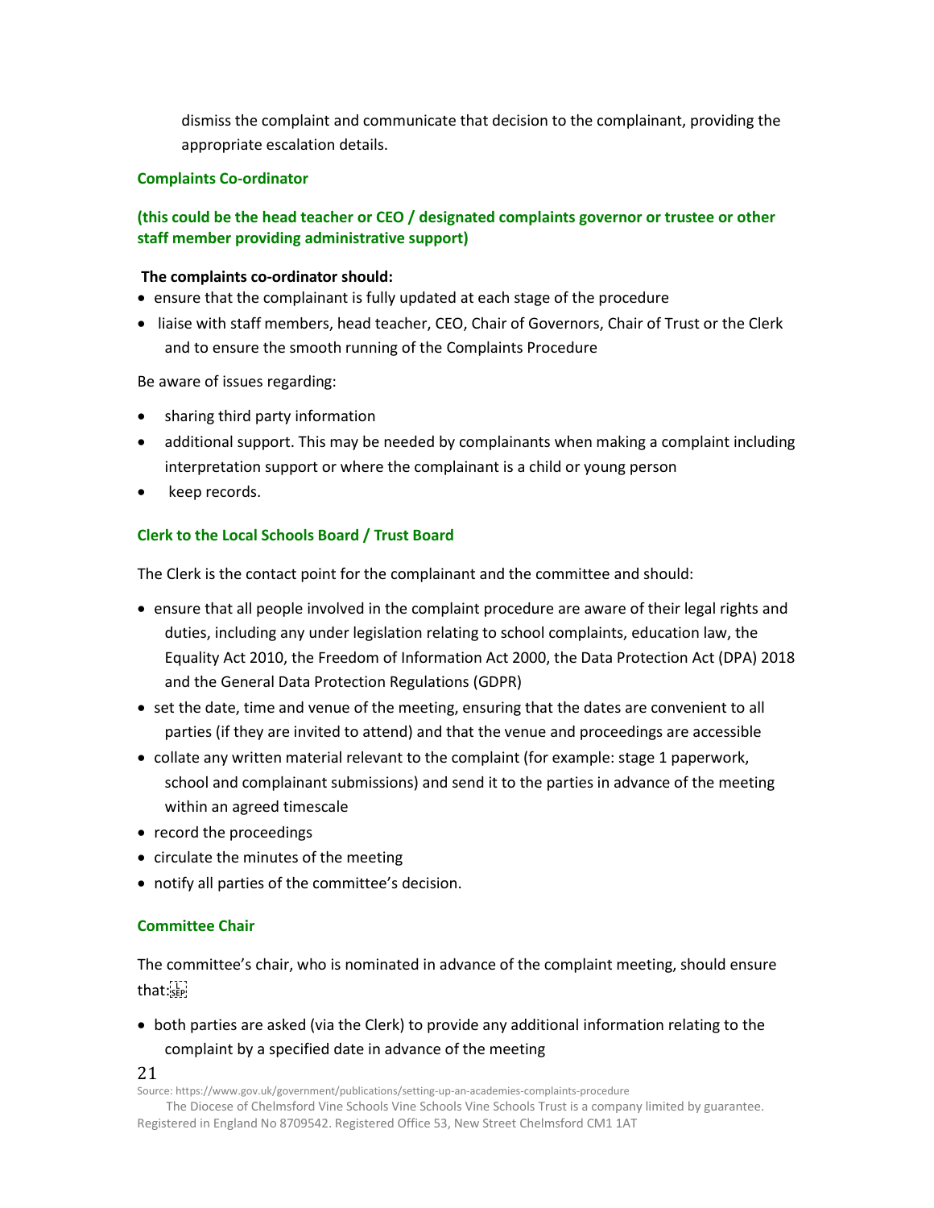dismiss the complaint and communicate that decision to the complainant, providing the appropriate escalation details.

### Complaints Co-ordinator

### (this could be the head teacher or CEO / designated complaints governor or trustee or other staff member providing administrative support)

**The complaints co-ordinator should:**

- ensure that the complainant is fully updated at each stage of the procedure
- liaise with staff members, head teacher, CEO, Chair of Governors, Chair of Trust or the Clerk and to ensure the smooth running of the Complaints Procedure

Be aware of issues regarding:

- sharing third party information
- additional support. This may be needed by complainants when making a complaint including interpretation support or where the complainant is a child or young person
- keep records.

### Clerk to the Local Schools Board / Trust Board

The Clerk is the contact point for the complainant and the committee and should:

- ensure that all people involved in the complaint procedure are aware of their legal rights and duties, including any under legislation relating to school complaints, education law, the Equality Act 2010, the Freedom of Information Act 2000, the Data Protection Act (DPA) 2018 and the General Data Protection Regulations (GDPR)
- set the date, time and venue of the meeting, ensuring that the dates are convenient to all parties (if they are invited to attend) and that the venue and proceedings are accessible
- collate any written material relevant to the complaint (for example: stage 1 paperwork, school and complainant submissions) and send it to the parties in advance of the meeting within an agreed timescale
- record the proceedings
- circulate the minutes of the meeting
- notify all parties of the committee's decision.

### Committee Chair

The committee's chair, who is nominated in advance of the complaint meeting, should ensure that:

- both parties are asked (via the Clerk) to provide any additional information relating to the complaint by a specified date in advance of the meeting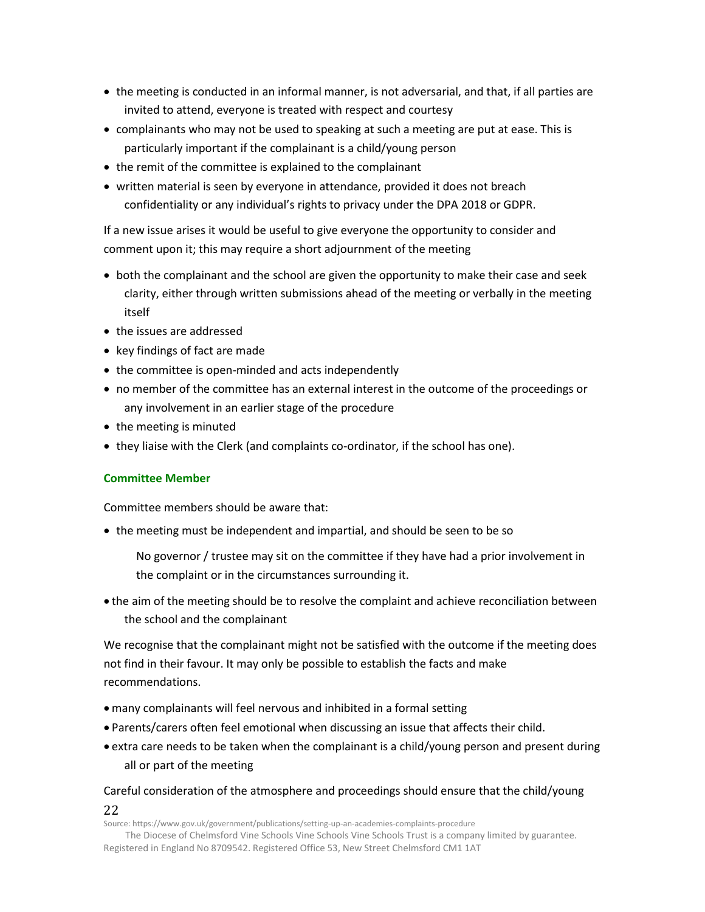- the meeting is conducted in an informal manner, is not adversarial, and that, if all parties are invited to attend, everyone is treated with respect and courtesy
- complainants who may not be used to speaking at such a meeting are put at ease. This is particularly important if the complainant is a child/young person
- the remit of the committee is explained to the complainant
- written material is seen by everyone in attendance, provided it does not breach confidentiality or any individual's rights to privacy under the DPA 2018 or GDPR.

If a new issue arises it would be useful to give everyone the opportunity to consider and comment upon it; this may require a short adjournment of the meeting

- both the complainant and the school are given the opportunity to make their case and seek clarity, either through written submissions ahead of the meeting or verbally in the meeting itself
- the issues are addressed
- key findings of fact are made
- the committee is open-minded and acts independently
- no member of the committee has an external interest in the outcome of the proceedings or any involvement in an earlier stage of the procedure
- the meeting is minuted
- they liaise with the Clerk (and complaints co-ordinator, if the school has one).

### Committee Member

Committee members should be aware that:

- the meeting must be independent and impartial, and should be seen to be so

  No governor / trustee may sit on the committee if they have had a prior involvement in the complaint or in the circumstances surrounding it.

- the aim of the meeting should be to resolve the complaint and achieve reconciliation between the school and the complainant

We recognise that the complainant might not be satisfied with the outcome if the meeting does not find in their favour. It may only be possible to establish the facts and make recommendations.

- many complainants will feel nervous and inhibited in a formal setting
- Parents/carers often feel emotional when discussing an issue that affects their child.
- extra care needs to be taken when the complainant is a child/young person and present during all or part of the meeting

Careful consideration of the atmosphere and proceedings should ensure that the child/young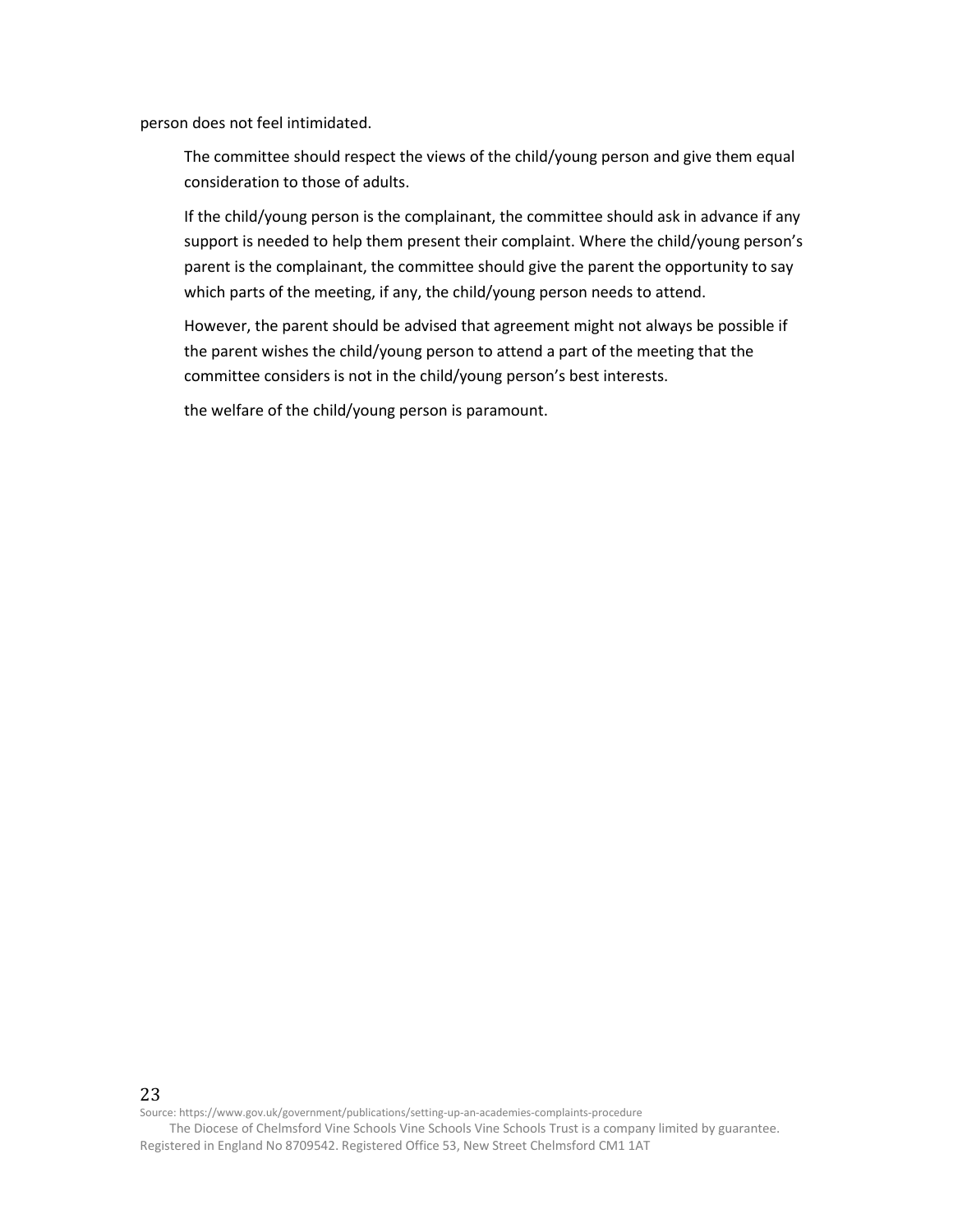person does not feel intimidated.

The committee should respect the views of the child/young person and give them equal consideration to those of adults.

If the child/young person is the complainant, the committee should ask in advance if any support is needed to help them present their complaint. Where the child/young person's parent is the complainant, the committee should give the parent the opportunity to say which parts of the meeting, if any, the child/young person needs to attend.

However, the parent should be advised that agreement might not always be possible if the parent wishes the child/young person to attend a part of the meeting that the committee considers is not in the child/young person's best interests.

the welfare of the child/young person is paramount.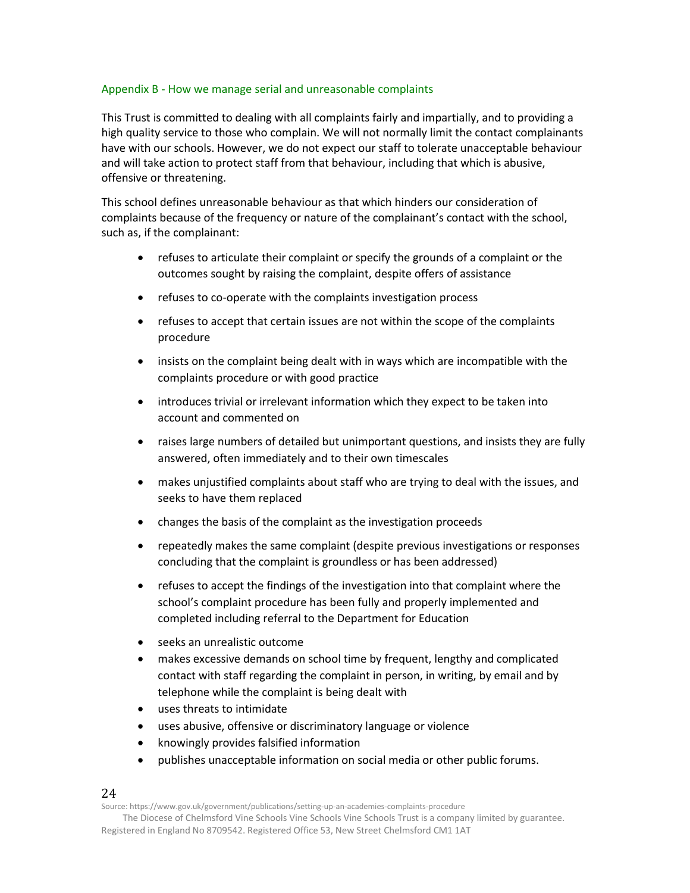## Appendix B - How we manage serial and unreasonable complaints

This Trust is committed to dealing with all complaints fairly and impartially, and to providing a high quality service to those who complain. We will not normally limit the contact complainants have with our schools. However, we do not expect our staff to tolerate unacceptable behaviour and will take action to protect staff from that behaviour, including that which is abusive, offensive or threatening.

This school defines unreasonable behaviour as that which hinders our consideration of complaints because of the frequency or nature of the complainant's contact with the school, such as, if the complainant:

- refuses to articulate their complaint or specify the grounds of a complaint or the outcomes sought by raising the complaint, despite offers of assistance
- refuses to co-operate with the complaints investigation process
- refuses to accept that certain issues are not within the scope of the complaints procedure
- insists on the complaint being dealt with in ways which are incompatible with the complaints procedure or with good practice
- introduces trivial or irrelevant information which they expect to be taken into account and commented on
- raises large numbers of detailed but unimportant questions, and insists they are fully answered, often immediately and to their own timescales
- makes unjustified complaints about staff who are trying to deal with the issues, and seeks to have them replaced
- changes the basis of the complaint as the investigation proceeds
- repeatedly makes the same complaint (despite previous investigations or responses concluding that the complaint is groundless or has been addressed)
- refuses to accept the findings of the investigation into that complaint where the school's complaint procedure has been fully and properly implemented and completed including referral to the Department for Education
- seeks an unrealistic outcome
- makes excessive demands on school time by frequent, lengthy and complicated contact with staff regarding the complaint in person, in writing, by email and by telephone while the complaint is being dealt with
- uses threats to intimidate
- uses abusive, offensive or discriminatory language or violence
- knowingly provides falsified information
- publishes unacceptable information on social media or other public forums.

Source: https://www.gov.uk/government/publications/setting-up-an-academies-complaints-procedure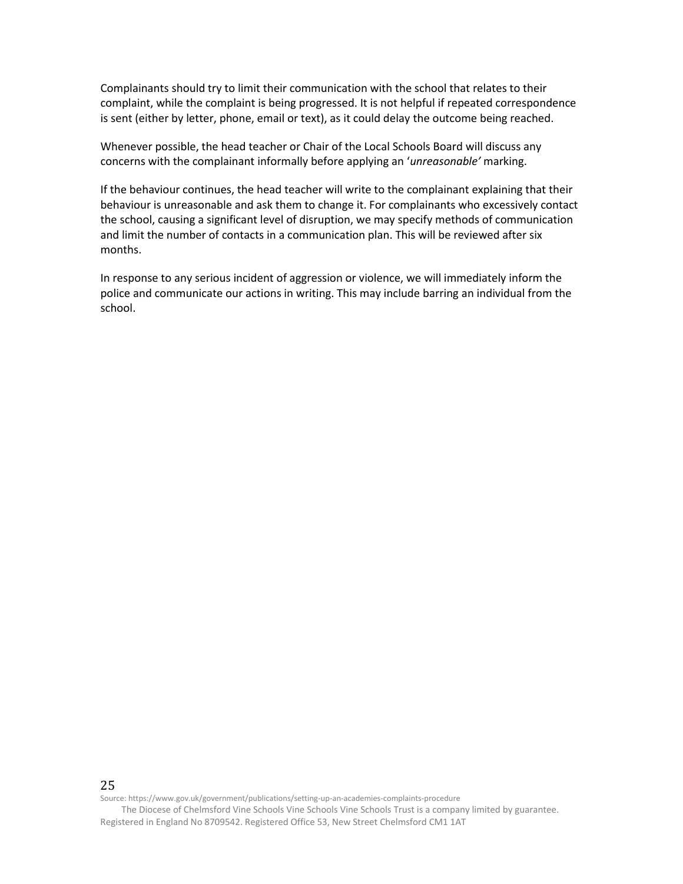Complainants should try to limit their communication with the school that relates to their complaint, while the complaint is being progressed. It is not helpful if repeated correspondence is sent (either by letter, phone, email or text), as it could delay the outcome being reached.

Whenever possible, the head teacher or Chair of the Local Schools Board will discuss any concerns with the complainant informally before applying an '*unreasonable'* marking.

If the behaviour continues, the head teacher will write to the complainant explaining that their behaviour is unreasonable and ask them to change it. For complainants who excessively contact the school, causing a significant level of disruption, we may specify methods of communication and limit the number of contacts in a communication plan. This will be reviewed after six months.

In response to any serious incident of aggression or violence, we will immediately inform the police and communicate our actions in writing. This may include barring an individual from the school.